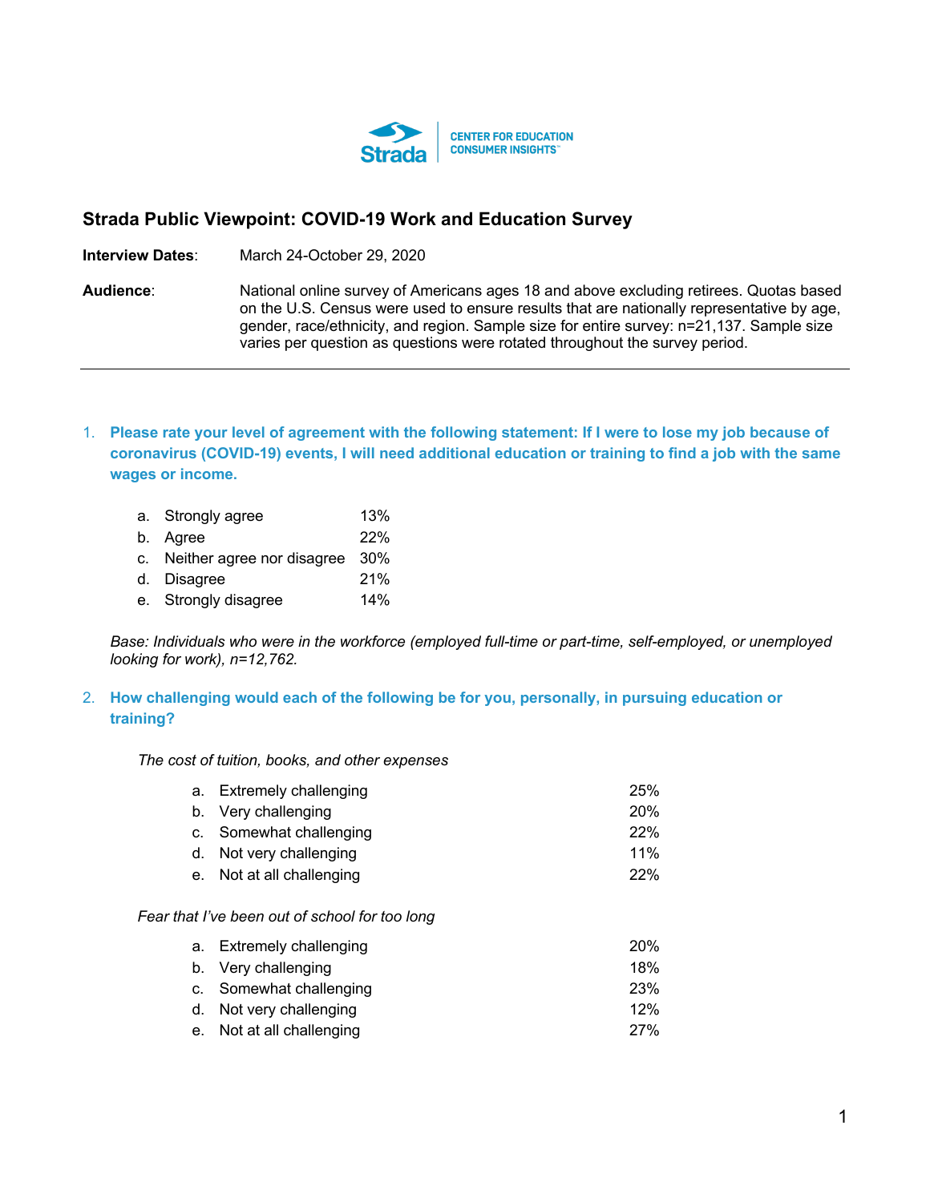Strada | CENTER FOR EDUCATION CONSUMER INSIGHTS™

## Strada Public Viewpoint: COVID-19 Work and Education Survey

**Interview Dates**: March 24-October 29, 2020

**Audience**: National online survey of Americans ages 18 and above excluding retirees. Quotas based on the U.S. Census were used to ensure results that are nationally representative by age, gender, race/ethnicity, and region. Sample size for entire survey: n=21,137. Sample size varies per question as questions were rotated throughout the survey period.

---

1. **Please rate your level of agreement with the following statement: If I were to lose my job because of coronavirus (COVID-19) events, I will need additional education or training to find a job with the same wages or income.**

   a. Strongly agree 13%
   b. Agree 22%
   c. Neither agree nor disagree 30%
   d. Disagree 21%
   e. Strongly disagree 14%

   *Base: Individuals who were in the workforce (employed full-time or part-time, self-employed, or unemployed looking for work), n=12,762.*

2. **How challenging would each of the following be for you, personally, in pursuing education or training?**

   *The cost of tuition, books, and other expenses*

   a. Extremely challenging 25%
   b. Very challenging 20%
   c. Somewhat challenging 22%
   d. Not very challenging 11%
   e. Not at all challenging 22%

   *Fear that I've been out of school for too long*

   a. Extremely challenging 20%
   b. Very challenging 18%
   c. Somewhat challenging 23%
   d. Not very challenging 12%
   e. Not at all challenging 27%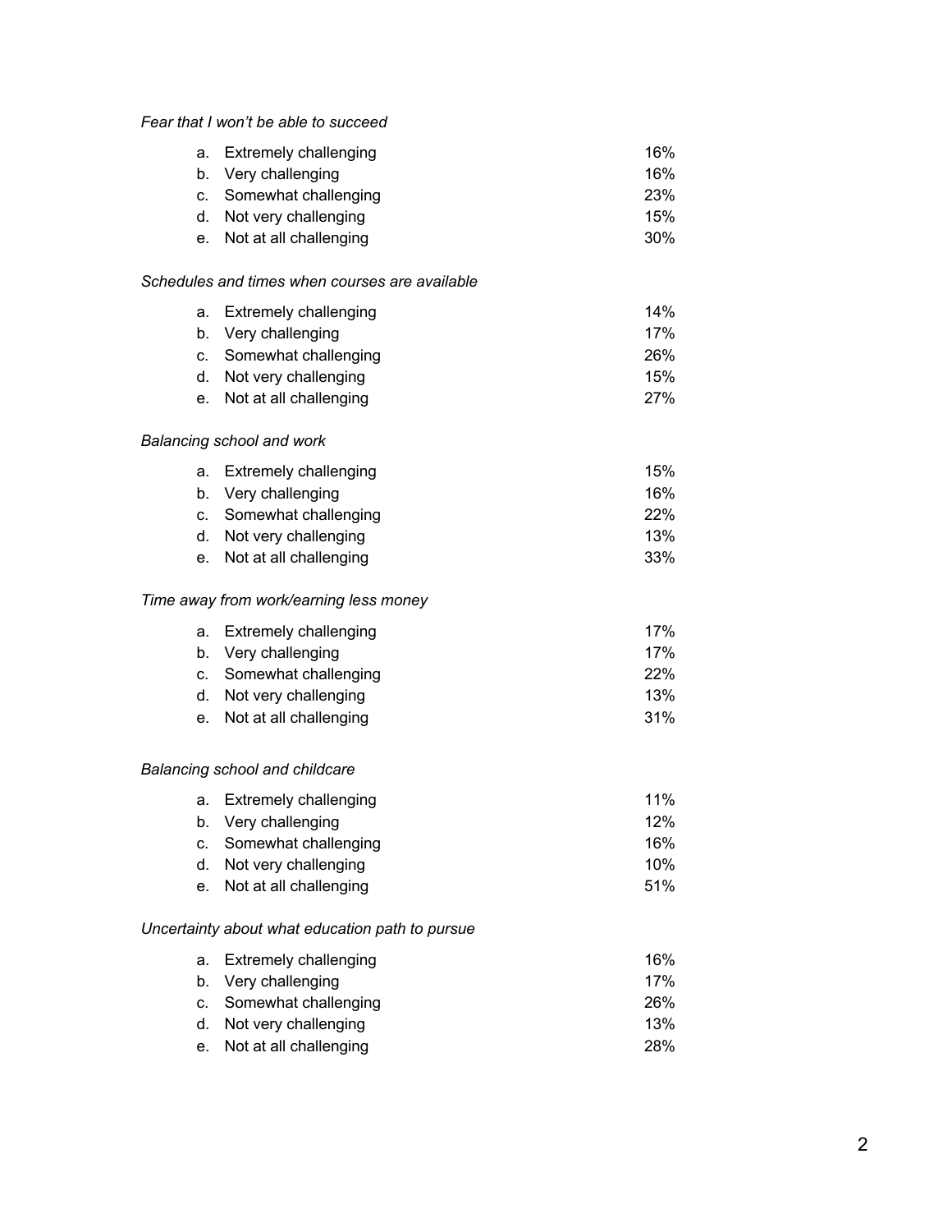*Fear that I won't be able to succeed*

a. Extremely challenging 16%
b. Very challenging 16%
c. Somewhat challenging 23%
d. Not very challenging 15%
e. Not at all challenging 30%

*Schedules and times when courses are available*

a. Extremely challenging 14%
b. Very challenging 17%
c. Somewhat challenging 26%
d. Not very challenging 15%
e. Not at all challenging 27%

*Balancing school and work*

a. Extremely challenging 15%
b. Very challenging 16%
c. Somewhat challenging 22%
d. Not very challenging 13%
e. Not at all challenging 33%

*Time away from work/earning less money*

a. Extremely challenging 17%
b. Very challenging 17%
c. Somewhat challenging 22%
d. Not very challenging 13%
e. Not at all challenging 31%

*Balancing school and childcare*

a. Extremely challenging 11%
b. Very challenging 12%
c. Somewhat challenging 16%
d. Not very challenging 10%
e. Not at all challenging 51%

*Uncertainty about what education path to pursue*

a. Extremely challenging 16%
b. Very challenging 17%
c. Somewhat challenging 26%
d. Not very challenging 13%
e. Not at all challenging 28%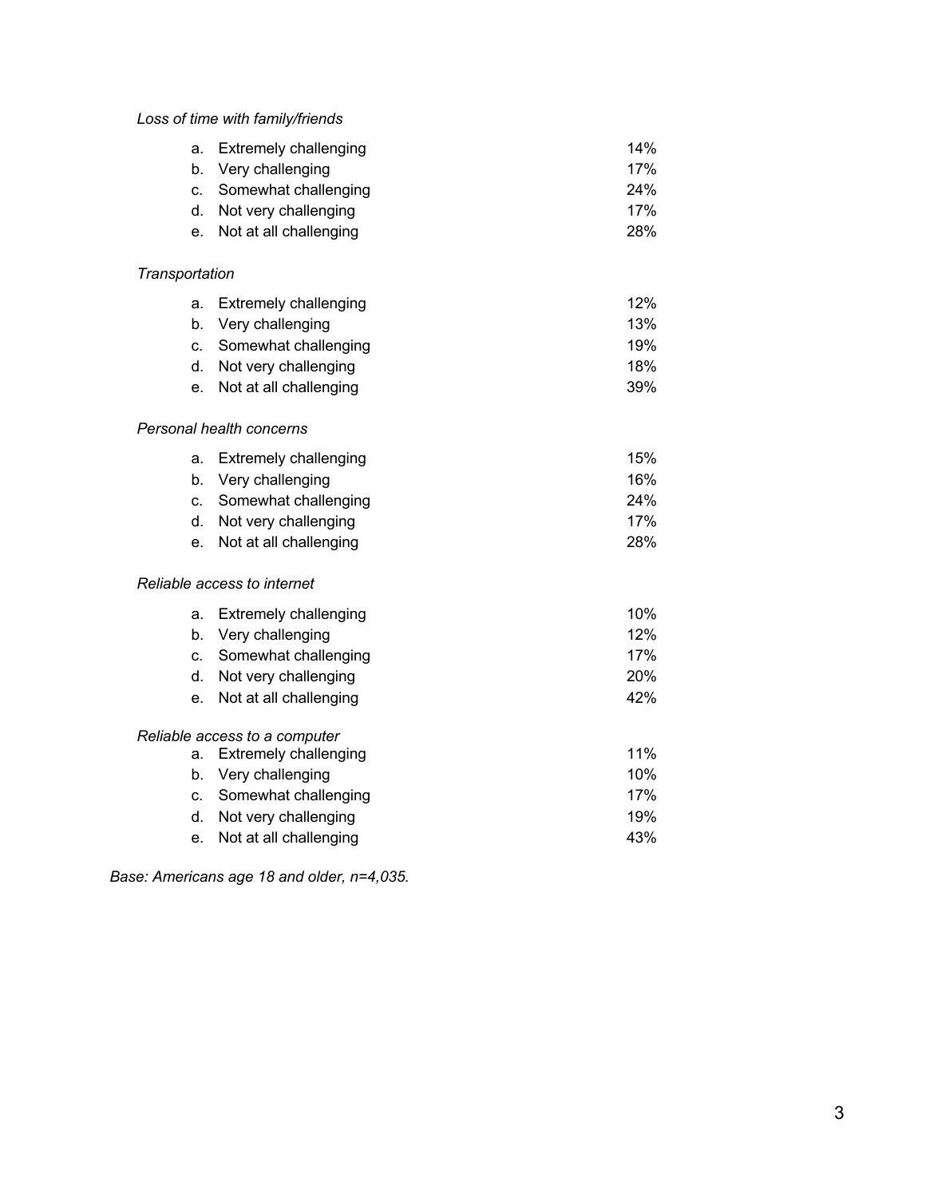*Loss of time with family/friends*

| | | |
|---|---|---|
| a. | Extremely challenging | 14% |
| b. | Very challenging | 17% |
| c. | Somewhat challenging | 24% |
| d. | Not very challenging | 17% |
| e. | Not at all challenging | 28% |

*Transportation*

| | | |
|---|---|---|
| a. | Extremely challenging | 12% |
| b. | Very challenging | 13% |
| c. | Somewhat challenging | 19% |
| d. | Not very challenging | 18% |
| e. | Not at all challenging | 39% |

*Personal health concerns*

| | | |
|---|---|---|
| a. | Extremely challenging | 15% |
| b. | Very challenging | 16% |
| c. | Somewhat challenging | 24% |
| d. | Not very challenging | 17% |
| e. | Not at all challenging | 28% |

*Reliable access to internet*

| | | |
|---|---|---|
| a. | Extremely challenging | 10% |
| b. | Very challenging | 12% |
| c. | Somewhat challenging | 17% |
| d. | Not very challenging | 20% |
| e. | Not at all challenging | 42% |

*Reliable access to a computer*

| | | |
|---|---|---|
| a. | Extremely challenging | 11% |
| b. | Very challenging | 10% |
| c. | Somewhat challenging | 17% |
| d. | Not very challenging | 19% |
| e. | Not at all challenging | 43% |

*Base: Americans age 18 and older, n=4,035.*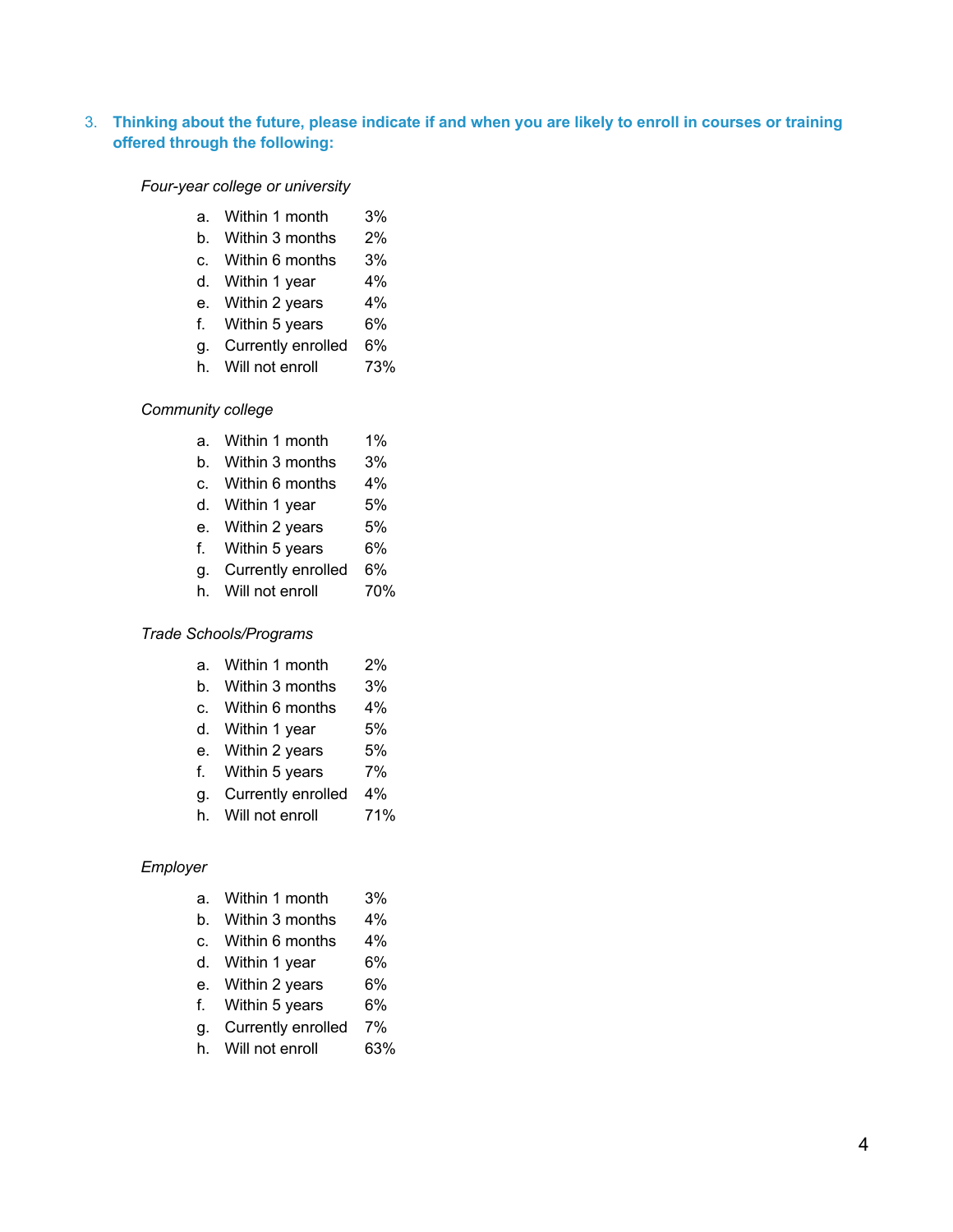3. **Thinking about the future, please indicate if and when you are likely to enroll in courses or training offered through the following:**

*Four-year college or university*

a. Within 1 month 3%
b. Within 3 months 2%
c. Within 6 months 3%
d. Within 1 year 4%
e. Within 2 years 4%
f. Within 5 years 6%
g. Currently enrolled 6%
h. Will not enroll 73%

*Community college*

a. Within 1 month 1%
b. Within 3 months 3%
c. Within 6 months 4%
d. Within 1 year 5%
e. Within 2 years 5%
f. Within 5 years 6%
g. Currently enrolled 6%
h. Will not enroll 70%

*Trade Schools/Programs*

a. Within 1 month 2%
b. Within 3 months 3%
c. Within 6 months 4%
d. Within 1 year 5%
e. Within 2 years 5%
f. Within 5 years 7%
g. Currently enrolled 4%
h. Will not enroll 71%

*Employer*

a. Within 1 month 3%
b. Within 3 months 4%
c. Within 6 months 4%
d. Within 1 year 6%
e. Within 2 years 6%
f. Within 5 years 6%
g. Currently enrolled 7%
h. Will not enroll 63%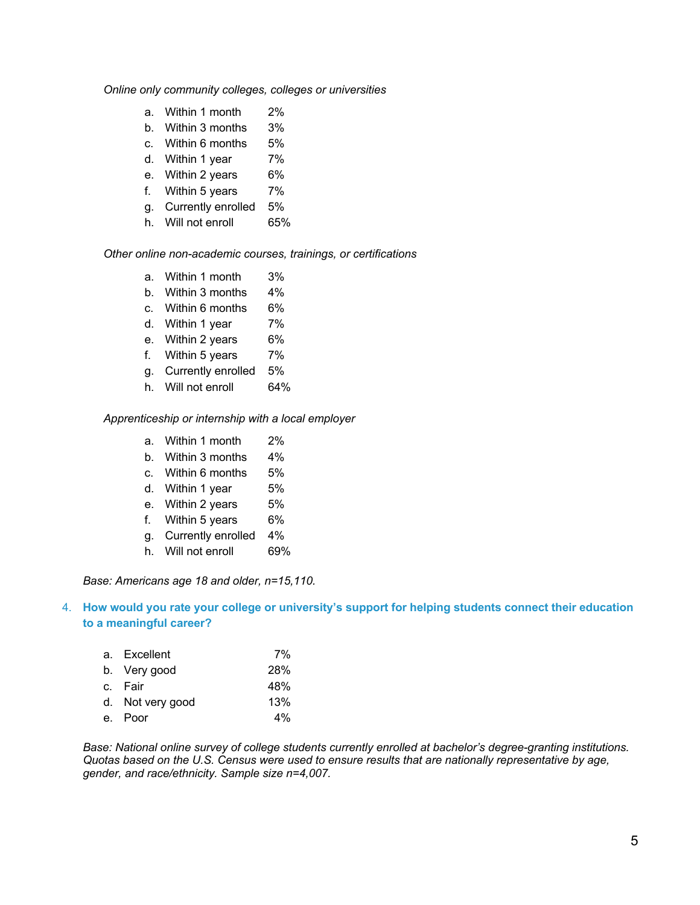*Online only community colleges, colleges or universities*

a. Within 1 month 2%
b. Within 3 months 3%
c. Within 6 months 5%
d. Within 1 year 7%
e. Within 2 years 6%
f. Within 5 years 7%
g. Currently enrolled 5%
h. Will not enroll 65%

*Other online non-academic courses, trainings, or certifications*

a. Within 1 month 3%
b. Within 3 months 4%
c. Within 6 months 6%
d. Within 1 year 7%
e. Within 2 years 6%
f. Within 5 years 7%
g. Currently enrolled 5%
h. Will not enroll 64%

*Apprenticeship or internship with a local employer*

a. Within 1 month 2%
b. Within 3 months 4%
c. Within 6 months 5%
d. Within 1 year 5%
e. Within 2 years 5%
f. Within 5 years 6%
g. Currently enrolled 4%
h. Will not enroll 69%

*Base: Americans age 18 and older, n=15,110.*

4. **How would you rate your college or university's support for helping students connect their education to a meaningful career?**

a. Excellent 7%
b. Very good 28%
c. Fair 48%
d. Not very good 13%
e. Poor 4%

*Base: National online survey of college students currently enrolled at bachelor's degree-granting institutions. Quotas based on the U.S. Census were used to ensure results that are nationally representative by age, gender, and race/ethnicity. Sample size n=4,007.*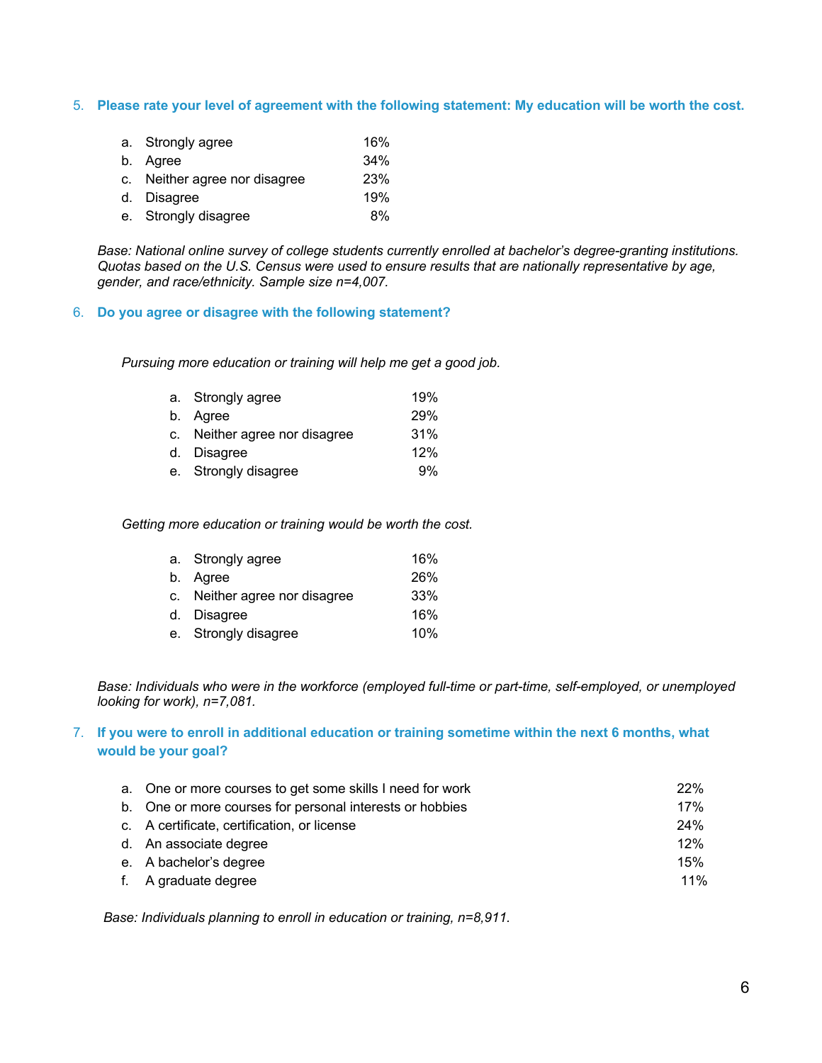5. **Please rate your level of agreement with the following statement: My education will be worth the cost.**

    a. Strongly agree 16%
    b. Agree 34%
    c. Neither agree nor disagree 23%
    d. Disagree 19%
    e. Strongly disagree 8%

*Base: National online survey of college students currently enrolled at bachelor's degree-granting institutions. Quotas based on the U.S. Census were used to ensure results that are nationally representative by age, gender, and race/ethnicity. Sample size n=4,007.*

6. **Do you agree or disagree with the following statement?**

*Pursuing more education or training will help me get a good job.*

    a. Strongly agree 19%
    b. Agree 29%
    c. Neither agree nor disagree 31%
    d. Disagree 12%
    e. Strongly disagree 9%

*Getting more education or training would be worth the cost.*

    a. Strongly agree 16%
    b. Agree 26%
    c. Neither agree nor disagree 33%
    d. Disagree 16%
    e. Strongly disagree 10%

*Base: Individuals who were in the workforce (employed full-time or part-time, self-employed, or unemployed looking for work), n=7,081.*

7. **If you were to enroll in additional education or training sometime within the next 6 months, what would be your goal?**

    a. One or more courses to get some skills I need for work 22%
    b. One or more courses for personal interests or hobbies 17%
    c. A certificate, certification, or license 24%
    d. An associate degree 12%
    e. A bachelor's degree 15%
    f. A graduate degree 11%

*Base: Individuals planning to enroll in education or training, n=8,911.*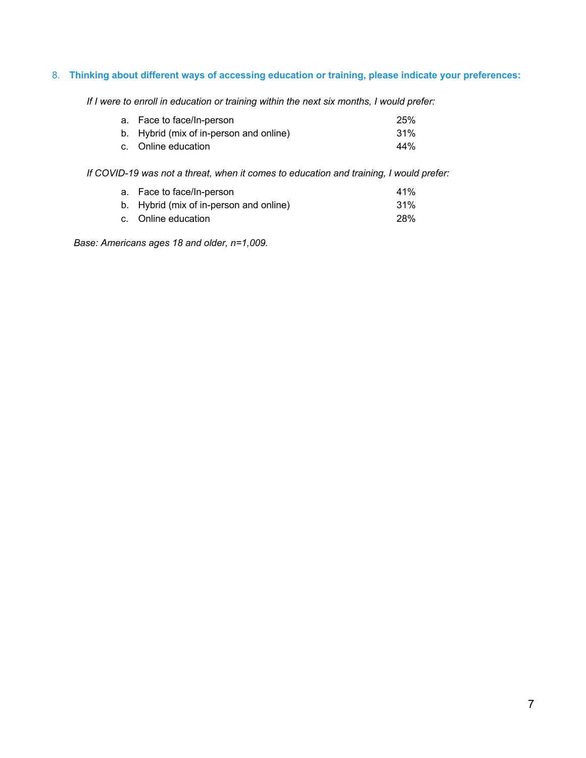8. **Thinking about different ways of accessing education or training, please indicate your preferences:**

*If I were to enroll in education or training within the next six months, I would prefer:*

| | |
|---|---|
| a. Face to face/In-person | 25% |
| b. Hybrid (mix of in-person and online) | 31% |
| c. Online education | 44% |

*If COVID-19 was not a threat, when it comes to education and training, I would prefer:*

| | |
|---|---|
| a. Face to face/In-person | 41% |
| b. Hybrid (mix of in-person and online) | 31% |
| c. Online education | 28% |

*Base: Americans ages 18 and older, n=1,009.*